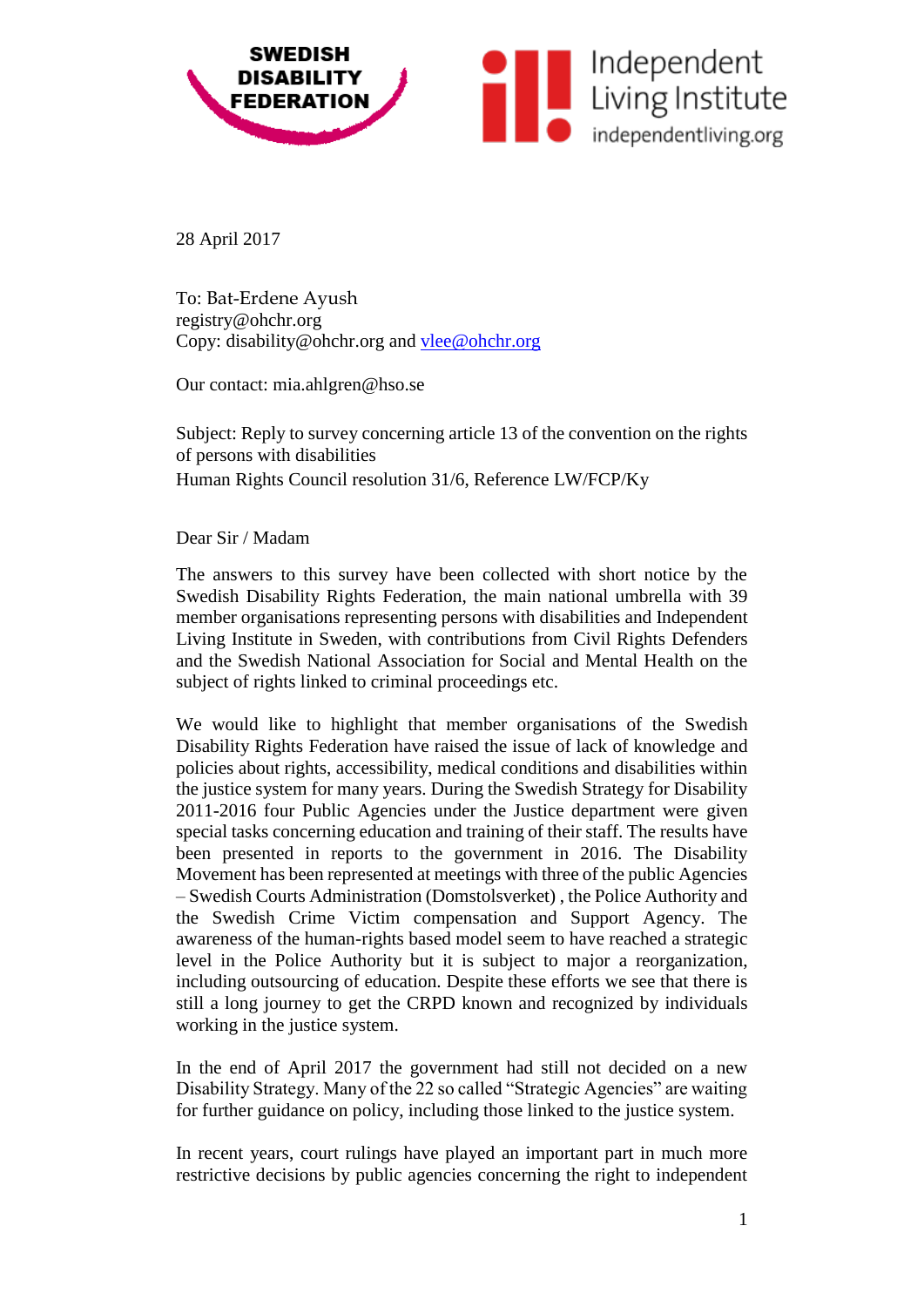SWEDISH DISABILITY FEDERATION

Independent Living Institute
independentliving.org

28 April 2017

To: Bat-Erdene Ayush
registry@ohchr.org
Copy: disability@ohchr.org and vlee@ohchr.org

Our contact: mia.ahlgren@hso.se

Subject: Reply to survey concerning article 13 of the convention on the rights of persons with disabilities
Human Rights Council resolution 31/6, Reference LW/FCP/Ky

Dear Sir / Madam

The answers to this survey have been collected with short notice by the Swedish Disability Rights Federation, the main national umbrella with 39 member organisations representing persons with disabilities and Independent Living Institute in Sweden, with contributions from Civil Rights Defenders and the Swedish National Association for Social and Mental Health on the subject of rights linked to criminal proceedings etc.

We would like to highlight that member organisations of the Swedish Disability Rights Federation have raised the issue of lack of knowledge and policies about rights, accessibility, medical conditions and disabilities within the justice system for many years. During the Swedish Strategy for Disability 2011-2016 four Public Agencies under the Justice department were given special tasks concerning education and training of their staff. The results have been presented in reports to the government in 2016. The Disability Movement has been represented at meetings with three of the public Agencies – Swedish Courts Administration (Domstolsverket) , the Police Authority and the Swedish Crime Victim compensation and Support Agency. The awareness of the human-rights based model seem to have reached a strategic level in the Police Authority but it is subject to major a reorganization, including outsourcing of education. Despite these efforts we see that there is still a long journey to get the CRPD known and recognized by individuals working in the justice system.

In the end of April 2017 the government had still not decided on a new Disability Strategy. Many of the 22 so called "Strategic Agencies" are waiting for further guidance on policy, including those linked to the justice system.

In recent years, court rulings have played an important part in much more restrictive decisions by public agencies concerning the right to independent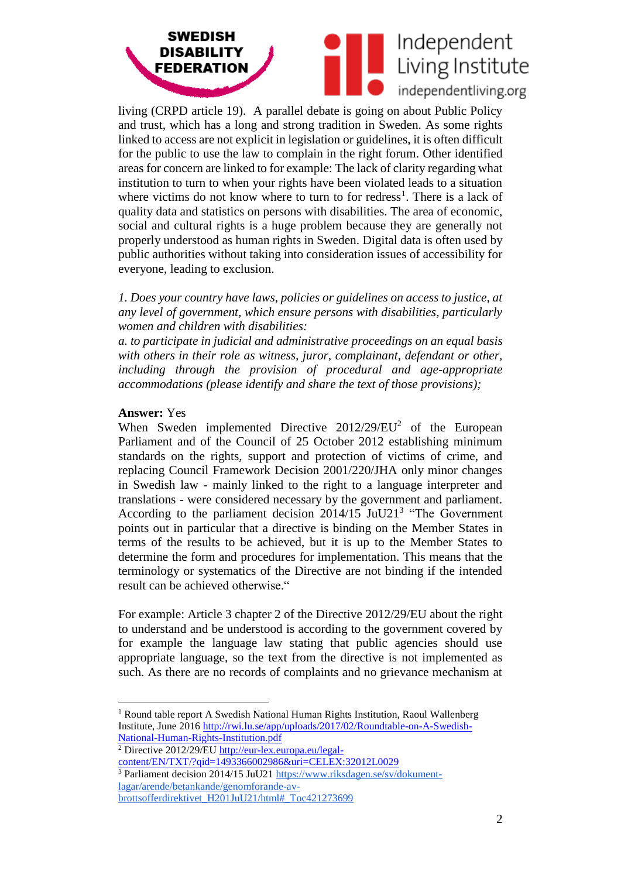living (CRPD article 19). A parallel debate is going on about Public Policy and trust, which has a long and strong tradition in Sweden. As some rights linked to access are not explicit in legislation or guidelines, it is often difficult for the public to use the law to complain in the right forum. Other identified areas for concern are linked to for example: The lack of clarity regarding what institution to turn to when your rights have been violated leads to a situation where victims do not know where to turn to for redress[1]. There is a lack of quality data and statistics on persons with disabilities. The area of economic, social and cultural rights is a huge problem because they are generally not properly understood as human rights in Sweden. Digital data is often used by public authorities without taking into consideration issues of accessibility for everyone, leading to exclusion.

*1. Does your country have laws, policies or guidelines on access to justice, at any level of government, which ensure persons with disabilities, particularly women and children with disabilities:*
*a. to participate in judicial and administrative proceedings on an equal basis with others in their role as witness, juror, complainant, defendant or other, including through the provision of procedural and age-appropriate accommodations (please identify and share the text of those provisions);*

**Answer:** Yes
When Sweden implemented Directive 2012/29/EU[2] of the European Parliament and of the Council of 25 October 2012 establishing minimum standards on the rights, support and protection of victims of crime, and replacing Council Framework Decision 2001/220/JHA only minor changes in Swedish law - mainly linked to the right to a language interpreter and translations - were considered necessary by the government and parliament. According to the parliament decision 2014/15 JuU21[3] "The Government points out in particular that a directive is binding on the Member States in terms of the results to be achieved, but it is up to the Member States to determine the form and procedures for implementation. This means that the terminology or systematics of the Directive are not binding if the intended result can be achieved otherwise."

For example: Article 3 chapter 2 of the Directive 2012/29/EU about the right to understand and be understood is according to the government covered by for example the language law stating that public agencies should use appropriate language, so the text from the directive is not implemented as such. As there are no records of complaints and no grievance mechanism at

---

[1] Round table report A Swedish National Human Rights Institution, Raoul Wallenberg Institute, June 2016 http://rwi.lu.se/app/uploads/2017/02/Roundtable-on-A-Swedish-National-Human-Rights-Institution.pdf

[2] Directive 2012/29/EU http://eur-lex.europa.eu/legal-content/EN/TXT/?qid=1493366002986&uri=CELEX:32012L0029

[3] Parliament decision 2014/15 JuU21 https://www.riksdagen.se/sv/dokument-lagar/arende/betankande/genomforande-av-brottsofferdirektivet_H201JuU21/html#_Toc421273699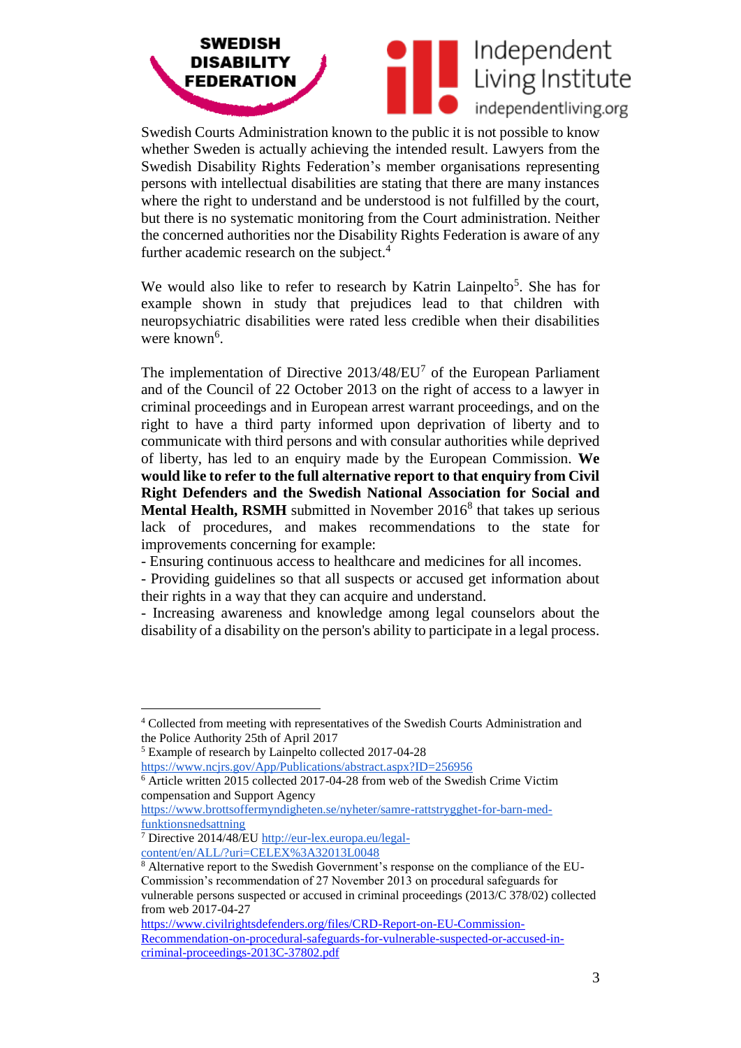Swedish Courts Administration known to the public it is not possible to know whether Sweden is actually achieving the intended result. Lawyers from the Swedish Disability Rights Federation's member organisations representing persons with intellectual disabilities are stating that there are many instances where the right to understand and be understood is not fulfilled by the court, but there is no systematic monitoring from the Court administration. Neither the concerned authorities nor the Disability Rights Federation is aware of any further academic research on the subject.[4]

We would also like to refer to research by Katrin Lainpelto[5]. She has for example shown in study that prejudices lead to that children with neuropsychiatric disabilities were rated less credible when their disabilities were known[6].

The implementation of Directive 2013/48/EU[7] of the European Parliament and of the Council of 22 October 2013 on the right of access to a lawyer in criminal proceedings and in European arrest warrant proceedings, and on the right to have a third party informed upon deprivation of liberty and to communicate with third persons and with consular authorities while deprived of liberty, has led to an enquiry made by the European Commission. **We would like to refer to the full alternative report to that enquiry from Civil Right Defenders and the Swedish National Association for Social and Mental Health, RSMH** submitted in November 2016[8] that takes up serious lack of procedures, and makes recommendations to the state for improvements concerning for example:

- Ensuring continuous access to healthcare and medicines for all incomes.
- Providing guidelines so that all suspects or accused get information about their rights in a way that they can acquire and understand.
- Increasing awareness and knowledge among legal counselors about the disability of a disability on the person's ability to participate in a legal process.

---

[4] Collected from meeting with representatives of the Swedish Courts Administration and the Police Authority 25th of April 2017

[5] Example of research by Lainpelto collected 2017-04-28 https://www.ncjrs.gov/App/Publications/abstract.aspx?ID=256956

[6] Article written 2015 collected 2017-04-28 from web of the Swedish Crime Victim compensation and Support Agency https://www.brottsoffermyndigheten.se/nyheter/samre-rattstrygghet-for-barn-med-funktionsnedsattning

[7] Directive 2014/48/EU http://eur-lex.europa.eu/legal-content/en/ALL/?uri=CELEX%3A32013L0048

[8] Alternative report to the Swedish Government's response on the compliance of the EU-Commission's recommendation of 27 November 2013 on procedural safeguards for vulnerable persons suspected or accused in criminal proceedings (2013/C 378/02) collected from web 2017-04-27 https://www.civilrightsdefenders.org/files/CRD-Report-on-EU-Commission-Recommendation-on-procedural-safeguards-for-vulnerable-suspected-or-accused-in-criminal-proceedings-2013C-37802.pdf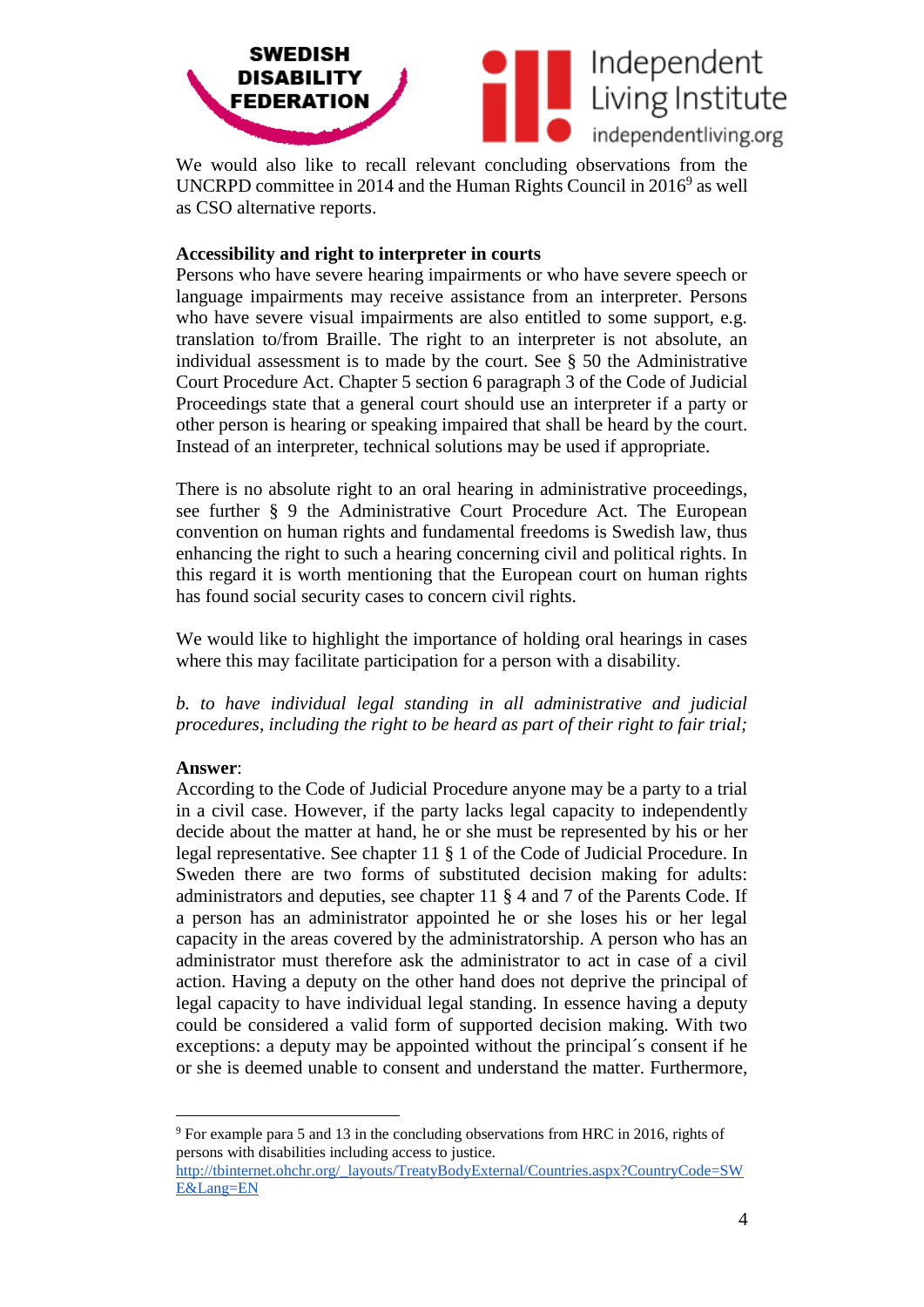We would also like to recall relevant concluding observations from the UNCRPD committee in 2014 and the Human Rights Council in 2016[9] as well as CSO alternative reports.

**Accessibility and right to interpreter in courts**

Persons who have severe hearing impairments or who have severe speech or language impairments may receive assistance from an interpreter. Persons who have severe visual impairments are also entitled to some support, e.g. translation to/from Braille. The right to an interpreter is not absolute, an individual assessment is to made by the court. See § 50 the Administrative Court Procedure Act. Chapter 5 section 6 paragraph 3 of the Code of Judicial Proceedings state that a general court should use an interpreter if a party or other person is hearing or speaking impaired that shall be heard by the court. Instead of an interpreter, technical solutions may be used if appropriate.

There is no absolute right to an oral hearing in administrative proceedings, see further § 9 the Administrative Court Procedure Act. The European convention on human rights and fundamental freedoms is Swedish law, thus enhancing the right to such a hearing concerning civil and political rights. In this regard it is worth mentioning that the European court on human rights has found social security cases to concern civil rights.

We would like to highlight the importance of holding oral hearings in cases where this may facilitate participation for a person with a disability.

*b. to have individual legal standing in all administrative and judicial procedures, including the right to be heard as part of their right to fair trial;*

**Answer**:

According to the Code of Judicial Procedure anyone may be a party to a trial in a civil case. However, if the party lacks legal capacity to independently decide about the matter at hand, he or she must be represented by his or her legal representative. See chapter 11 § 1 of the Code of Judicial Procedure. In Sweden there are two forms of substituted decision making for adults: administrators and deputies, see chapter 11 § 4 and 7 of the Parents Code. If a person has an administrator appointed he or she loses his or her legal capacity in the areas covered by the administratorship. A person who has an administrator must therefore ask the administrator to act in case of a civil action. Having a deputy on the other hand does not deprive the principal of legal capacity to have individual legal standing. In essence having a deputy could be considered a valid form of supported decision making. With two exceptions: a deputy may be appointed without the principal´s consent if he or she is deemed unable to consent and understand the matter. Furthermore,

---

[9] For example para 5 and 13 in the concluding observations from HRC in 2016, rights of persons with disabilities including access to justice. http://tbinternet.ohchr.org/_layouts/TreatyBodyExternal/Countries.aspx?CountryCode=SWE&Lang=EN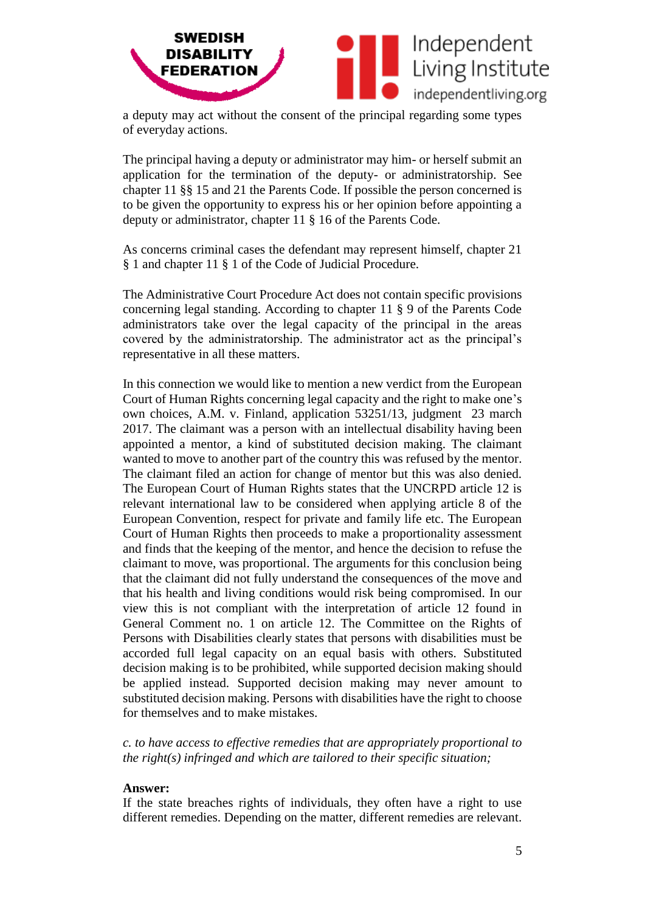a deputy may act without the consent of the principal regarding some types of everyday actions.

The principal having a deputy or administrator may him- or herself submit an application for the termination of the deputy- or administratorship. See chapter 11 §§ 15 and 21 the Parents Code. If possible the person concerned is to be given the opportunity to express his or her opinion before appointing a deputy or administrator, chapter 11 § 16 of the Parents Code.

As concerns criminal cases the defendant may represent himself, chapter 21 § 1 and chapter 11 § 1 of the Code of Judicial Procedure.

The Administrative Court Procedure Act does not contain specific provisions concerning legal standing. According to chapter 11 § 9 of the Parents Code administrators take over the legal capacity of the principal in the areas covered by the administratorship. The administrator act as the principal's representative in all these matters.

In this connection we would like to mention a new verdict from the European Court of Human Rights concerning legal capacity and the right to make one's own choices, A.M. v. Finland, application 53251/13, judgment 23 march 2017. The claimant was a person with an intellectual disability having been appointed a mentor, a kind of substituted decision making. The claimant wanted to move to another part of the country this was refused by the mentor. The claimant filed an action for change of mentor but this was also denied. The European Court of Human Rights states that the UNCRPD article 12 is relevant international law to be considered when applying article 8 of the European Convention, respect for private and family life etc. The European Court of Human Rights then proceeds to make a proportionality assessment and finds that the keeping of the mentor, and hence the decision to refuse the claimant to move, was proportional. The arguments for this conclusion being that the claimant did not fully understand the consequences of the move and that his health and living conditions would risk being compromised. In our view this is not compliant with the interpretation of article 12 found in General Comment no. 1 on article 12. The Committee on the Rights of Persons with Disabilities clearly states that persons with disabilities must be accorded full legal capacity on an equal basis with others. Substituted decision making is to be prohibited, while supported decision making should be applied instead. Supported decision making may never amount to substituted decision making. Persons with disabilities have the right to choose for themselves and to make mistakes.

*c. to have access to effective remedies that are appropriately proportional to the right(s) infringed and which are tailored to their specific situation;*

**Answer:**

If the state breaches rights of individuals, they often have a right to use different remedies. Depending on the matter, different remedies are relevant.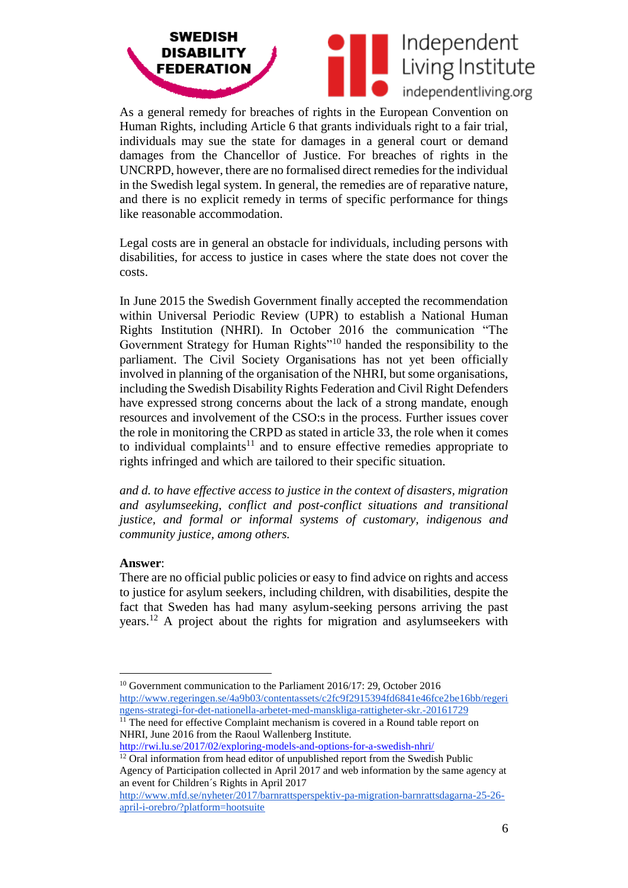As a general remedy for breaches of rights in the European Convention on Human Rights, including Article 6 that grants individuals right to a fair trial, individuals may sue the state for damages in a general court or demand damages from the Chancellor of Justice. For breaches of rights in the UNCRPD, however, there are no formalised direct remedies for the individual in the Swedish legal system. In general, the remedies are of reparative nature, and there is no explicit remedy in terms of specific performance for things like reasonable accommodation.

Legal costs are in general an obstacle for individuals, including persons with disabilities, for access to justice in cases where the state does not cover the costs.

In June 2015 the Swedish Government finally accepted the recommendation within Universal Periodic Review (UPR) to establish a National Human Rights Institution (NHRI). In October 2016 the communication "The Government Strategy for Human Rights"[10] handed the responsibility to the parliament. The Civil Society Organisations has not yet been officially involved in planning of the organisation of the NHRI, but some organisations, including the Swedish Disability Rights Federation and Civil Right Defenders have expressed strong concerns about the lack of a strong mandate, enough resources and involvement of the CSO:s in the process. Further issues cover the role in monitoring the CRPD as stated in article 33, the role when it comes to individual complaints[11] and to ensure effective remedies appropriate to rights infringed and which are tailored to their specific situation.

*and d. to have effective access to justice in the context of disasters, migration and asylumseeking, conflict and post-conflict situations and transitional justice, and formal or informal systems of customary, indigenous and community justice, among others.*

**Answer**:
There are no official public policies or easy to find advice on rights and access to justice for asylum seekers, including children, with disabilities, despite the fact that Sweden has had many asylum-seeking persons arriving the past years.[12] A project about the rights for migration and asylumseekers with

---

[10] Government communication to the Parliament 2016/17: 29, October 2016 http://www.regeringen.se/4a9b03/contentassets/c2fc9f2915394fd6841e46fce2be16bb/regeringens-strategi-for-det-nationella-arbetet-med-manskliga-rattigheter-skr.-20161729

[11] The need for effective Complaint mechanism is covered in a Round table report on NHRI, June 2016 from the Raoul Wallenberg Institute. http://rwi.lu.se/2017/02/exploring-models-and-options-for-a-swedish-nhri/

[12] Oral information from head editor of unpublished report from the Swedish Public Agency of Participation collected in April 2017 and web information by the same agency at an event for Children´s Rights in April 2017 http://www.mfd.se/nyheter/2017/barnrattsperspektiv-pa-migration-barnrattsdagarna-25-26-april-i-orebro/?platform=hootsuite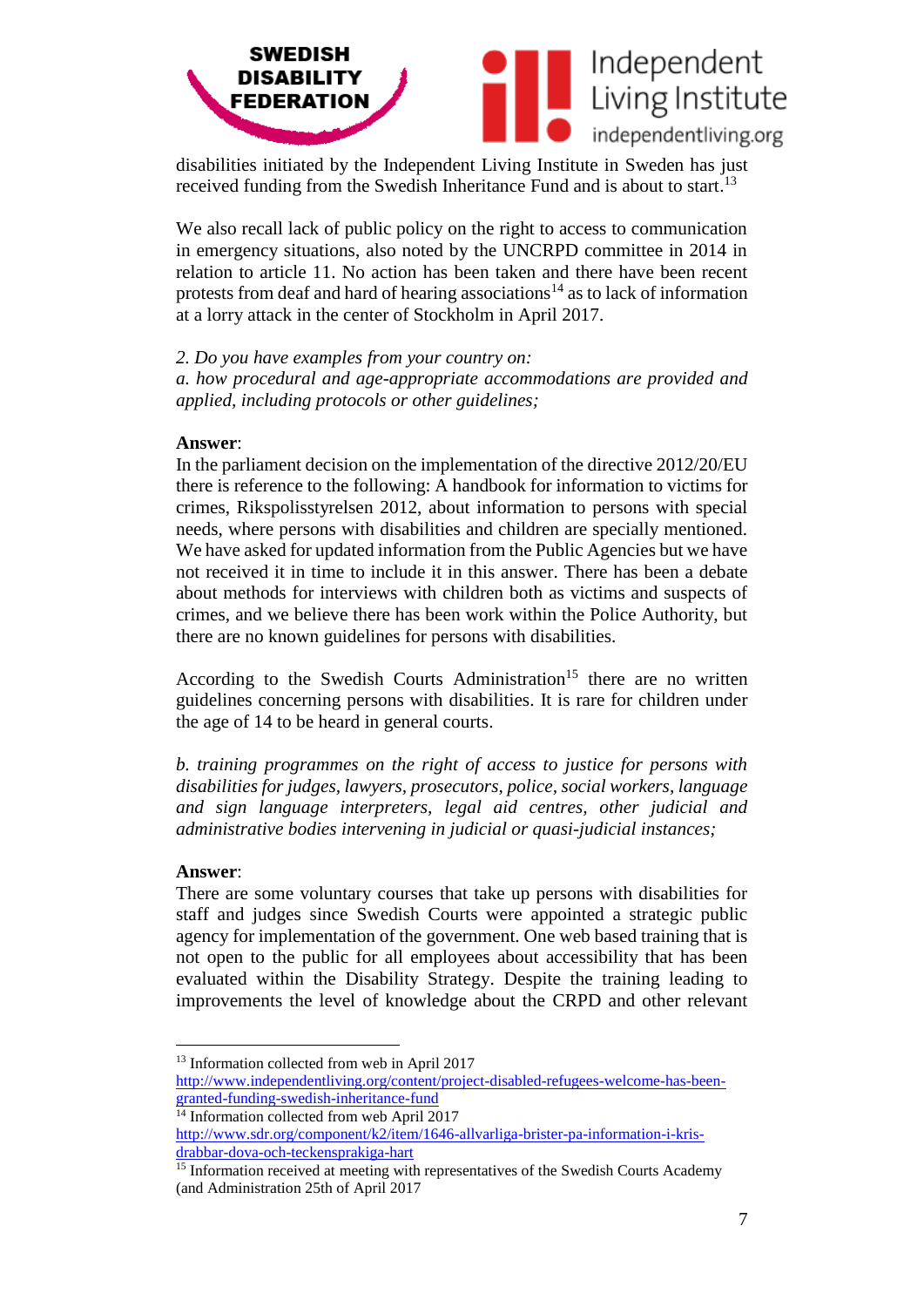disabilities initiated by the Independent Living Institute in Sweden has just received funding from the Swedish Inheritance Fund and is about to start.[13]

We also recall lack of public policy on the right to access to communication in emergency situations, also noted by the UNCRPD committee in 2014 in relation to article 11. No action has been taken and there have been recent protests from deaf and hard of hearing associations[14] as to lack of information at a lorry attack in the center of Stockholm in April 2017.

*2. Do you have examples from your country on:*
*a. how procedural and age-appropriate accommodations are provided and applied, including protocols or other guidelines;*

**Answer**:
In the parliament decision on the implementation of the directive 2012/20/EU there is reference to the following: A handbook for information to victims for crimes, Rikspolisstyrelsen 2012, about information to persons with special needs, where persons with disabilities and children are specially mentioned. We have asked for updated information from the Public Agencies but we have not received it in time to include it in this answer. There has been a debate about methods for interviews with children both as victims and suspects of crimes, and we believe there has been work within the Police Authority, but there are no known guidelines for persons with disabilities.

According to the Swedish Courts Administration[15] there are no written guidelines concerning persons with disabilities. It is rare for children under the age of 14 to be heard in general courts.

*b. training programmes on the right of access to justice for persons with disabilities for judges, lawyers, prosecutors, police, social workers, language and sign language interpreters, legal aid centres, other judicial and administrative bodies intervening in judicial or quasi-judicial instances;*

**Answer**:
There are some voluntary courses that take up persons with disabilities for staff and judges since Swedish Courts were appointed a strategic public agency for implementation of the government. One web based training that is not open to the public for all employees about accessibility that has been evaluated within the Disability Strategy. Despite the training leading to improvements the level of knowledge about the CRPD and other relevant

---

[13] Information collected from web in April 2017 http://www.independentliving.org/content/project-disabled-refugees-welcome-has-been-granted-funding-swedish-inheritance-fund

[14] Information collected from web April 2017 http://www.sdr.org/component/k2/item/1646-allvarliga-brister-pa-information-i-kris-drabbar-dova-och-teckensprakiga-hart

[15] Information received at meeting with representatives of the Swedish Courts Academy (and Administration 25th of April 2017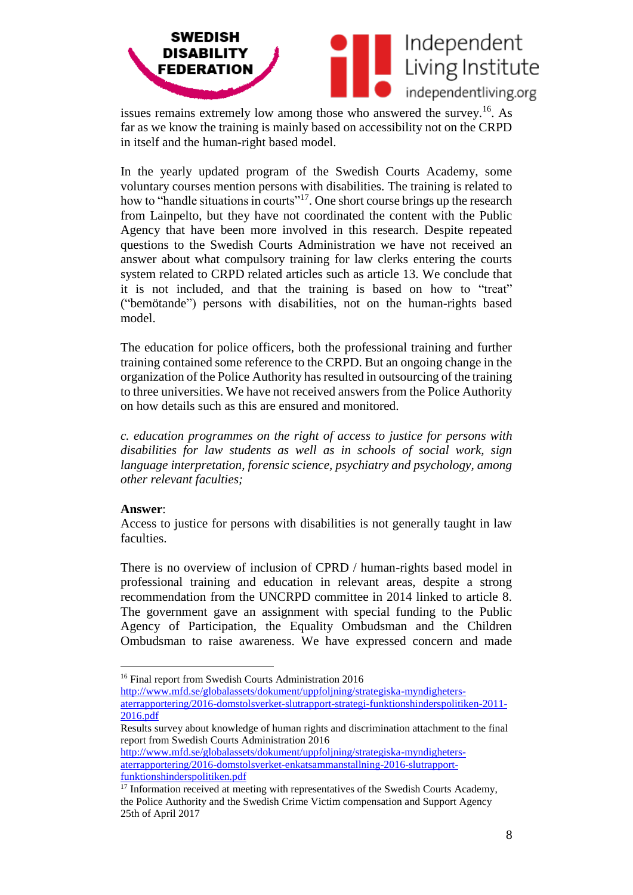issues remains extremely low among those who answered the survey.[16]. As far as we know the training is mainly based on accessibility not on the CRPD in itself and the human-right based model.

In the yearly updated program of the Swedish Courts Academy, some voluntary courses mention persons with disabilities. The training is related to how to "handle situations in courts"[17]. One short course brings up the research from Lainpelto, but they have not coordinated the content with the Public Agency that have been more involved in this research. Despite repeated questions to the Swedish Courts Administration we have not received an answer about what compulsory training for law clerks entering the courts system related to CRPD related articles such as article 13. We conclude that it is not included, and that the training is based on how to "treat" ("bemötande") persons with disabilities, not on the human-rights based model.

The education for police officers, both the professional training and further training contained some reference to the CRPD. But an ongoing change in the organization of the Police Authority has resulted in outsourcing of the training to three universities. We have not received answers from the Police Authority on how details such as this are ensured and monitored.

*c. education programmes on the right of access to justice for persons with disabilities for law students as well as in schools of social work, sign language interpretation, forensic science, psychiatry and psychology, among other relevant faculties;*

**Answer**:
Access to justice for persons with disabilities is not generally taught in law faculties.

There is no overview of inclusion of CPRD / human-rights based model in professional training and education in relevant areas, despite a strong recommendation from the UNCRPD committee in 2014 linked to article 8. The government gave an assignment with special funding to the Public Agency of Participation, the Equality Ombudsman and the Children Ombudsman to raise awareness. We have expressed concern and made

---

[16] Final report from Swedish Courts Administration 2016
http://www.mfd.se/globalassets/dokument/uppfoljning/strategiska-myndigheters-aterrapportering/2016-domstolsverket-slutrapport-strategi-funktionshinderspolitiken-2011-2016.pdf
Results survey about knowledge of human rights and discrimination attachment to the final report from Swedish Courts Administration 2016
http://www.mfd.se/globalassets/dokument/uppfoljning/strategiska-myndigheters-aterrapportering/2016-domstolsverket-enkatsammanstallning-2016-slutrapport-funktionshinderspolitiken.pdf

[17] Information received at meeting with representatives of the Swedish Courts Academy, the Police Authority and the Swedish Crime Victim compensation and Support Agency 25th of April 2017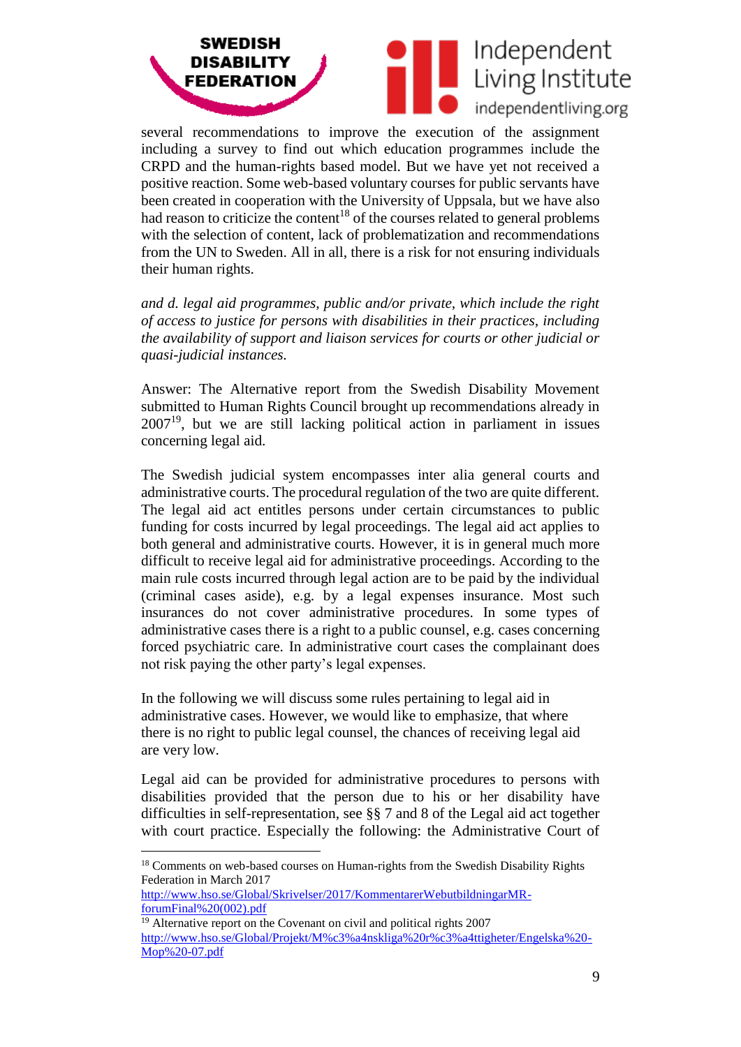several recommendations to improve the execution of the assignment including a survey to find out which education programmes include the CRPD and the human-rights based model. But we have yet not received a positive reaction. Some web-based voluntary courses for public servants have been created in cooperation with the University of Uppsala, but we have also had reason to criticize the content[18] of the courses related to general problems with the selection of content, lack of problematization and recommendations from the UN to Sweden. All in all, there is a risk for not ensuring individuals their human rights.

*and d. legal aid programmes, public and/or private, which include the right of access to justice for persons with disabilities in their practices, including the availability of support and liaison services for courts or other judicial or quasi-judicial instances.*

Answer: The Alternative report from the Swedish Disability Movement submitted to Human Rights Council brought up recommendations already in 2007[19], but we are still lacking political action in parliament in issues concerning legal aid.

The Swedish judicial system encompasses inter alia general courts and administrative courts. The procedural regulation of the two are quite different. The legal aid act entitles persons under certain circumstances to public funding for costs incurred by legal proceedings. The legal aid act applies to both general and administrative courts. However, it is in general much more difficult to receive legal aid for administrative proceedings. According to the main rule costs incurred through legal action are to be paid by the individual (criminal cases aside), e.g. by a legal expenses insurance. Most such insurances do not cover administrative procedures. In some types of administrative cases there is a right to a public counsel, e.g. cases concerning forced psychiatric care. In administrative court cases the complainant does not risk paying the other party's legal expenses.

In the following we will discuss some rules pertaining to legal aid in administrative cases. However, we would like to emphasize, that where there is no right to public legal counsel, the chances of receiving legal aid are very low.

Legal aid can be provided for administrative procedures to persons with disabilities provided that the person due to his or her disability have difficulties in self-representation, see §§ 7 and 8 of the Legal aid act together with court practice. Especially the following: the Administrative Court of

---

[18] Comments on web-based courses on Human-rights from the Swedish Disability Rights Federation in March 2017
http://www.hso.se/Global/Skrivelser/2017/KommentarerWebutbildningarMR-forumFinal%20(002).pdf

[19] Alternative report on the Covenant on civil and political rights 2007
http://www.hso.se/Global/Projekt/M%c3%a4nskliga%20r%c3%a4ttigheter/Engelska%20-Mop%20-07.pdf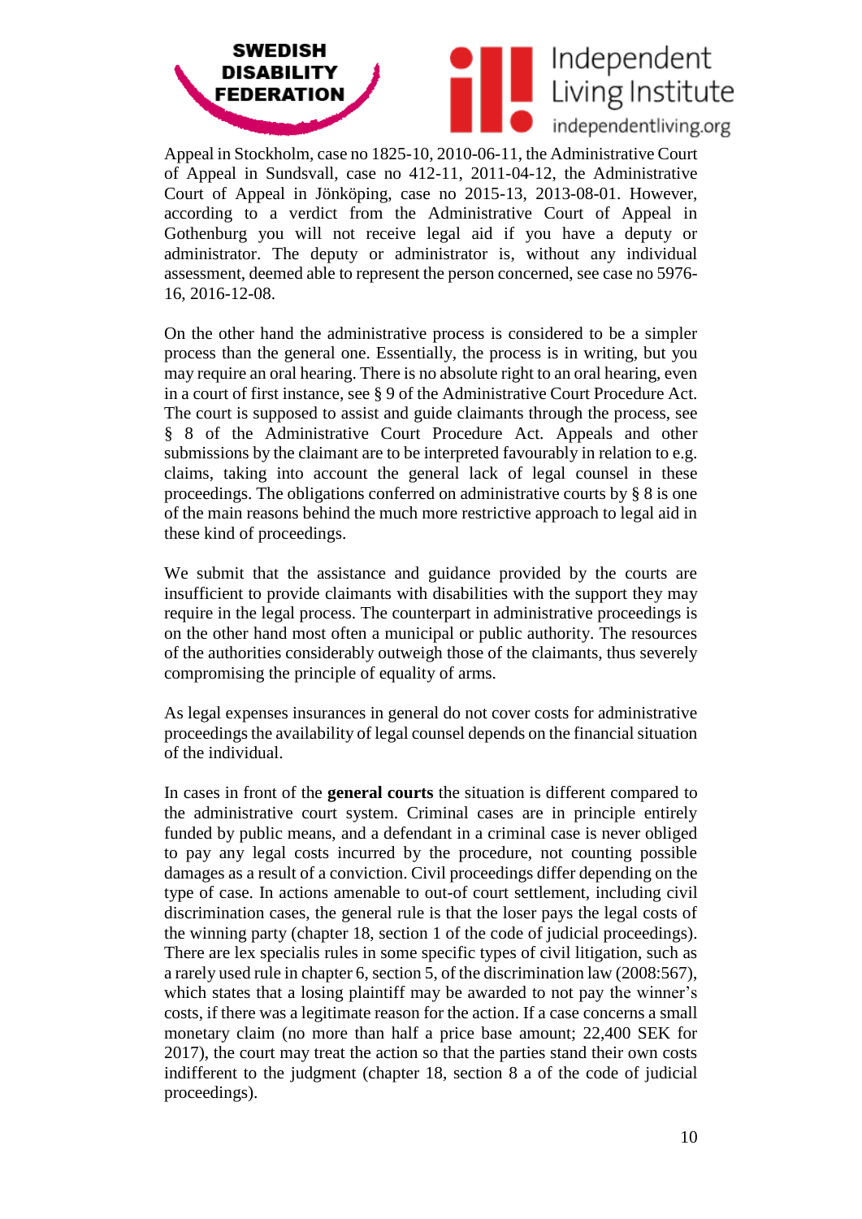Appeal in Stockholm, case no 1825-10, 2010-06-11, the Administrative Court of Appeal in Sundsvall, case no 412-11, 2011-04-12, the Administrative Court of Appeal in Jönköping, case no 2015-13, 2013-08-01. However, according to a verdict from the Administrative Court of Appeal in Gothenburg you will not receive legal aid if you have a deputy or administrator. The deputy or administrator is, without any individual assessment, deemed able to represent the person concerned, see case no 5976-16, 2016-12-08.

On the other hand the administrative process is considered to be a simpler process than the general one. Essentially, the process is in writing, but you may require an oral hearing. There is no absolute right to an oral hearing, even in a court of first instance, see § 9 of the Administrative Court Procedure Act. The court is supposed to assist and guide claimants through the process, see § 8 of the Administrative Court Procedure Act. Appeals and other submissions by the claimant are to be interpreted favourably in relation to e.g. claims, taking into account the general lack of legal counsel in these proceedings. The obligations conferred on administrative courts by § 8 is one of the main reasons behind the much more restrictive approach to legal aid in these kind of proceedings.

We submit that the assistance and guidance provided by the courts are insufficient to provide claimants with disabilities with the support they may require in the legal process. The counterpart in administrative proceedings is on the other hand most often a municipal or public authority. The resources of the authorities considerably outweigh those of the claimants, thus severely compromising the principle of equality of arms.

As legal expenses insurances in general do not cover costs for administrative proceedings the availability of legal counsel depends on the financial situation of the individual.

In cases in front of the **general courts** the situation is different compared to the administrative court system. Criminal cases are in principle entirely funded by public means, and a defendant in a criminal case is never obliged to pay any legal costs incurred by the procedure, not counting possible damages as a result of a conviction. Civil proceedings differ depending on the type of case. In actions amenable to out-of court settlement, including civil discrimination cases, the general rule is that the loser pays the legal costs of the winning party (chapter 18, section 1 of the code of judicial proceedings). There are lex specialis rules in some specific types of civil litigation, such as a rarely used rule in chapter 6, section 5, of the discrimination law (2008:567), which states that a losing plaintiff may be awarded to not pay the winner's costs, if there was a legitimate reason for the action. If a case concerns a small monetary claim (no more than half a price base amount; 22,400 SEK for 2017), the court may treat the action so that the parties stand their own costs indifferent to the judgment (chapter 18, section 8 a of the code of judicial proceedings).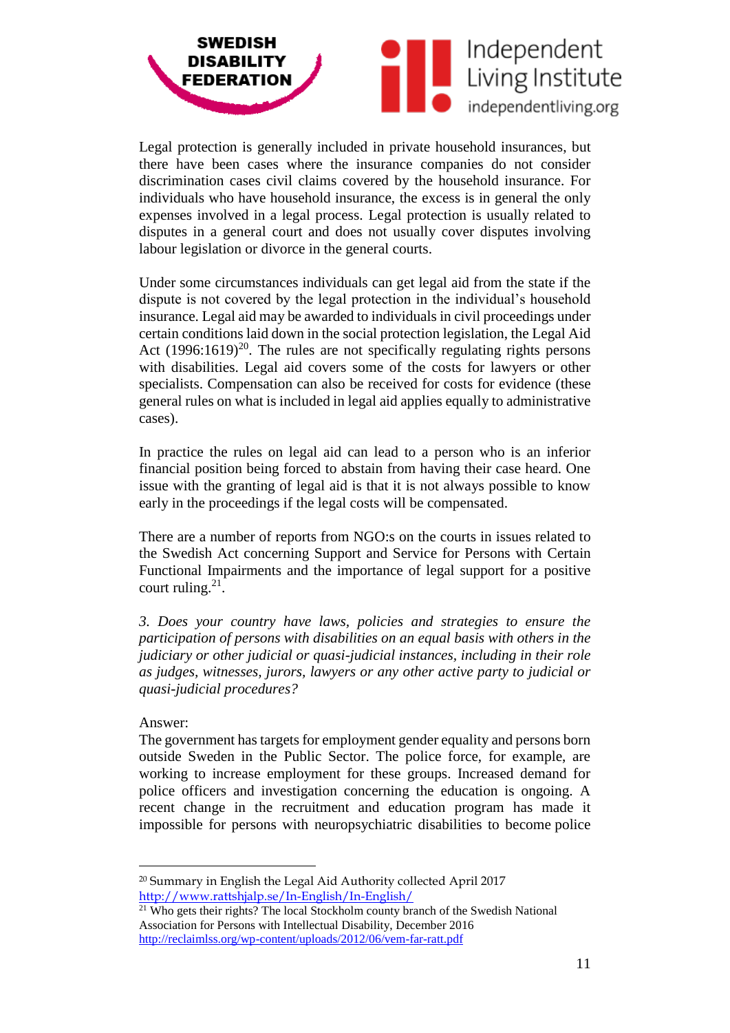Legal protection is generally included in private household insurances, but there have been cases where the insurance companies do not consider discrimination cases civil claims covered by the household insurance. For individuals who have household insurance, the excess is in general the only expenses involved in a legal process. Legal protection is usually related to disputes in a general court and does not usually cover disputes involving labour legislation or divorce in the general courts.

Under some circumstances individuals can get legal aid from the state if the dispute is not covered by the legal protection in the individual's household insurance. Legal aid may be awarded to individuals in civil proceedings under certain conditions laid down in the social protection legislation, the Legal Aid Act (1996:1619)[20]. The rules are not specifically regulating rights persons with disabilities. Legal aid covers some of the costs for lawyers or other specialists. Compensation can also be received for costs for evidence (these general rules on what is included in legal aid applies equally to administrative cases).

In practice the rules on legal aid can lead to a person who is an inferior financial position being forced to abstain from having their case heard. One issue with the granting of legal aid is that it is not always possible to know early in the proceedings if the legal costs will be compensated.

There are a number of reports from NGO:s on the courts in issues related to the Swedish Act concerning Support and Service for Persons with Certain Functional Impairments and the importance of legal support for a positive court ruling.[21].

*3. Does your country have laws, policies and strategies to ensure the participation of persons with disabilities on an equal basis with others in the judiciary or other judicial or quasi-judicial instances, including in their role as judges, witnesses, jurors, lawyers or any other active party to judicial or quasi-judicial procedures?*

Answer:
The government has targets for employment gender equality and persons born outside Sweden in the Public Sector. The police force, for example, are working to increase employment for these groups. Increased demand for police officers and investigation concerning the education is ongoing. A recent change in the recruitment and education program has made it impossible for persons with neuropsychiatric disabilities to become police

---

[20] Summary in English the Legal Aid Authority collected April 2017 http://www.rattshjalp.se/In-English/In-English/

[21] Who gets their rights? The local Stockholm county branch of the Swedish National Association for Persons with Intellectual Disability, December 2016 http://reclaimlss.org/wp-content/uploads/2012/06/vem-far-ratt.pdf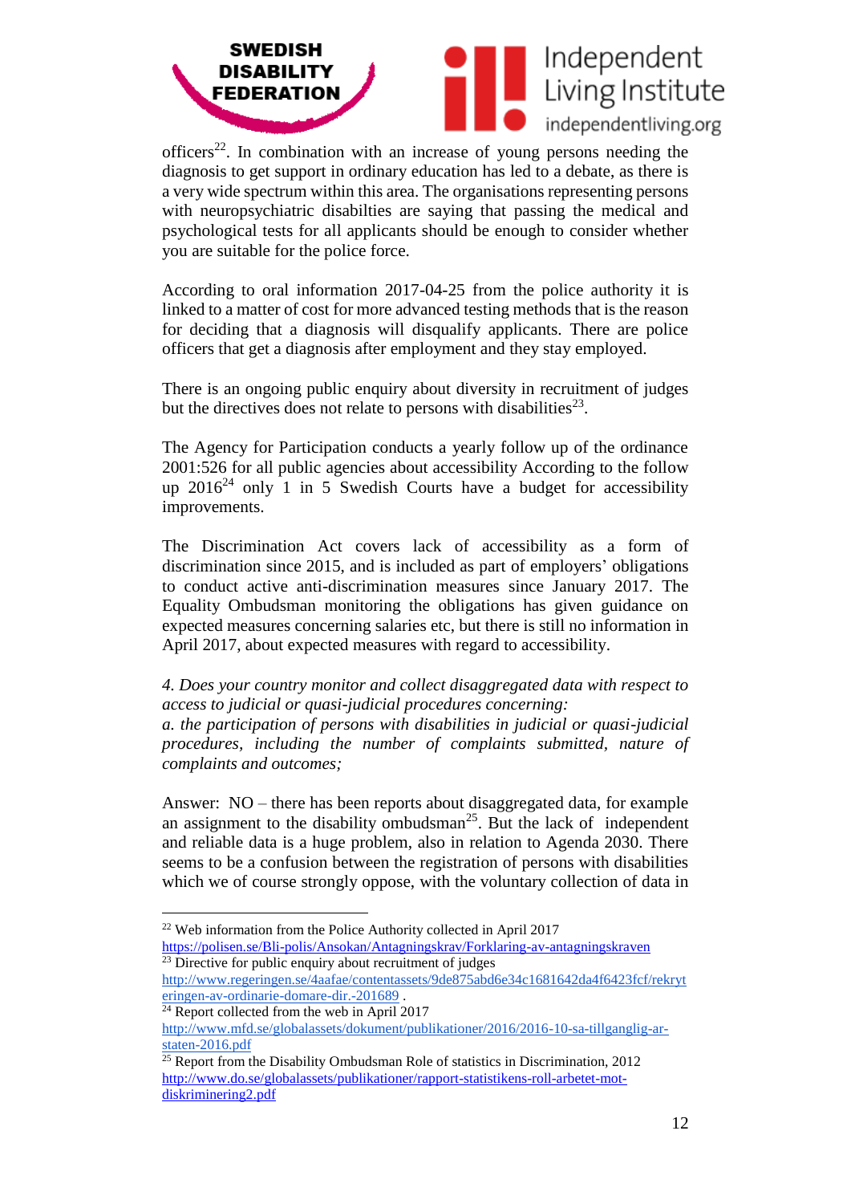officers[22]. In combination with an increase of young persons needing the diagnosis to get support in ordinary education has led to a debate, as there is a very wide spectrum within this area. The organisations representing persons with neuropsychiatric disabilties are saying that passing the medical and psychological tests for all applicants should be enough to consider whether you are suitable for the police force.

According to oral information 2017-04-25 from the police authority it is linked to a matter of cost for more advanced testing methods that is the reason for deciding that a diagnosis will disqualify applicants. There are police officers that get a diagnosis after employment and they stay employed.

There is an ongoing public enquiry about diversity in recruitment of judges but the directives does not relate to persons with disabilities[23].

The Agency for Participation conducts a yearly follow up of the ordinance 2001:526 for all public agencies about accessibility According to the follow up 2016[24] only 1 in 5 Swedish Courts have a budget for accessibility improvements.

The Discrimination Act covers lack of accessibility as a form of discrimination since 2015, and is included as part of employers' obligations to conduct active anti-discrimination measures since January 2017. The Equality Ombudsman monitoring the obligations has given guidance on expected measures concerning salaries etc, but there is still no information in April 2017, about expected measures with regard to accessibility.

*4. Does your country monitor and collect disaggregated data with respect to access to judicial or quasi-judicial procedures concerning:*
*a. the participation of persons with disabilities in judicial or quasi-judicial procedures, including the number of complaints submitted, nature of complaints and outcomes;*

Answer: NO – there has been reports about disaggregated data, for example an assignment to the disability ombudsman[25]. But the lack of independent and reliable data is a huge problem, also in relation to Agenda 2030. There seems to be a confusion between the registration of persons with disabilities which we of course strongly oppose, with the voluntary collection of data in

---

[22] Web information from the Police Authority collected in April 2017 https://polisen.se/Bli-polis/Ansokan/Antagningskrav/Forklaring-av-antagningskraven
[23] Directive for public enquiry about recruitment of judges http://www.regeringen.se/4aafae/contentassets/9de875abd6e34c1681642da4f6423fcf/rekryteringen-av-ordinarie-domare-dir.-201689 .
[24] Report collected from the web in April 2017 http://www.mfd.se/globalassets/dokument/publikationer/2016/2016-10-sa-tillganglig-ar-staten-2016.pdf
[25] Report from the Disability Ombudsman Role of statistics in Discrimination, 2012 http://www.do.se/globalassets/publikationer/rapport-statistikens-roll-arbetet-mot-diskriminering2.pdf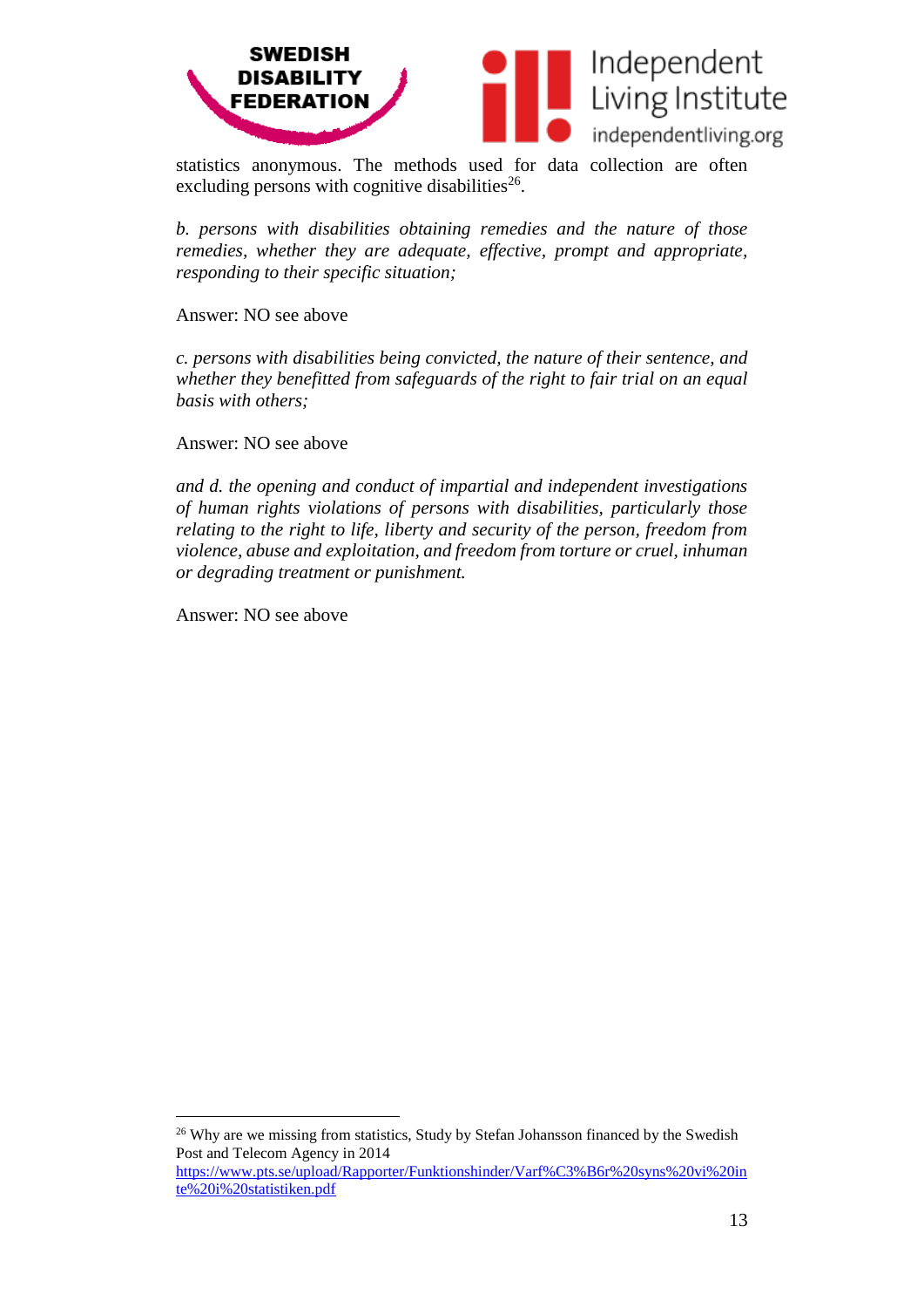statistics anonymous. The methods used for data collection are often excluding persons with cognitive disabilities[26].

*b. persons with disabilities obtaining remedies and the nature of those remedies, whether they are adequate, effective, prompt and appropriate, responding to their specific situation;*

Answer: NO see above

*c. persons with disabilities being convicted, the nature of their sentence, and whether they benefitted from safeguards of the right to fair trial on an equal basis with others;*

Answer: NO see above

*and d. the opening and conduct of impartial and independent investigations of human rights violations of persons with disabilities, particularly those relating to the right to life, liberty and security of the person, freedom from violence, abuse and exploitation, and freedom from torture or cruel, inhuman or degrading treatment or punishment.*

Answer: NO see above

---

[26] Why are we missing from statistics, Study by Stefan Johansson financed by the Swedish Post and Telecom Agency in 2014 https://www.pts.se/upload/Rapporter/Funktionshinder/Varf%C3%B6r%20syns%20vi%20inte%20i%20statistiken.pdf